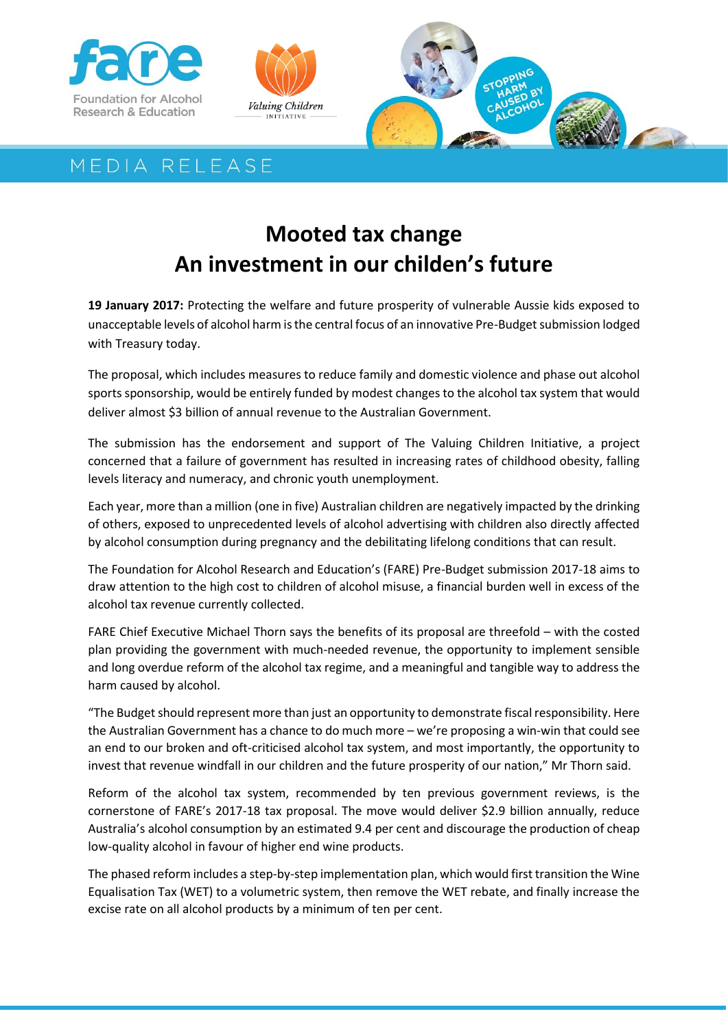MEDIA RELEASE

# Mooted tax change
# An investment in our childen's future

**19 January 2017:** Protecting the welfare and future prosperity of vulnerable Aussie kids exposed to unacceptable levels of alcohol harm is the central focus of an innovative Pre-Budget submission lodged with Treasury today.

The proposal, which includes measures to reduce family and domestic violence and phase out alcohol sports sponsorship, would be entirely funded by modest changes to the alcohol tax system that would deliver almost $3 billion of annual revenue to the Australian Government.

The submission has the endorsement and support of The Valuing Children Initiative, a project concerned that a failure of government has resulted in increasing rates of childhood obesity, falling levels literacy and numeracy, and chronic youth unemployment.

Each year, more than a million (one in five) Australian children are negatively impacted by the drinking of others, exposed to unprecedented levels of alcohol advertising with children also directly affected by alcohol consumption during pregnancy and the debilitating lifelong conditions that can result.

The Foundation for Alcohol Research and Education's (FARE) Pre-Budget submission 2017-18 aims to draw attention to the high cost to children of alcohol misuse, a financial burden well in excess of the alcohol tax revenue currently collected.

FARE Chief Executive Michael Thorn says the benefits of its proposal are threefold – with the costed plan providing the government with much-needed revenue, the opportunity to implement sensible and long overdue reform of the alcohol tax regime, and a meaningful and tangible way to address the harm caused by alcohol.

"The Budget should represent more than just an opportunity to demonstrate fiscal responsibility. Here the Australian Government has a chance to do much more – we're proposing a win-win that could see an end to our broken and oft-criticised alcohol tax system, and most importantly, the opportunity to invest that revenue windfall in our children and the future prosperity of our nation," Mr Thorn said.

Reform of the alcohol tax system, recommended by ten previous government reviews, is the cornerstone of FARE's 2017-18 tax proposal. The move would deliver $2.9 billion annually, reduce Australia's alcohol consumption by an estimated 9.4 per cent and discourage the production of cheap low-quality alcohol in favour of higher end wine products.

The phased reform includes a step-by-step implementation plan, which would first transition the Wine Equalisation Tax (WET) to a volumetric system, then remove the WET rebate, and finally increase the excise rate on all alcohol products by a minimum of ten per cent.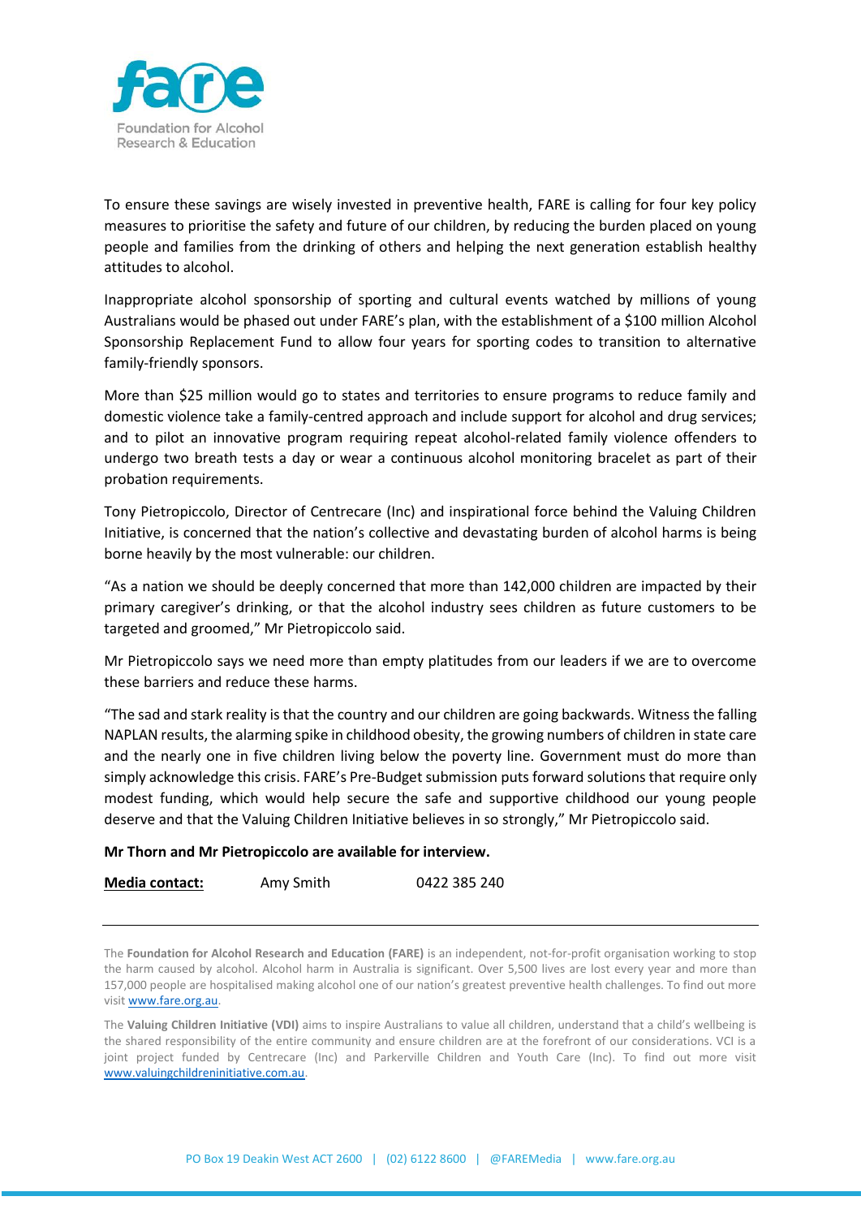To ensure these savings are wisely invested in preventive health, FARE is calling for four key policy measures to prioritise the safety and future of our children, by reducing the burden placed on young people and families from the drinking of others and helping the next generation establish healthy attitudes to alcohol.

Inappropriate alcohol sponsorship of sporting and cultural events watched by millions of young Australians would be phased out under FARE's plan, with the establishment of a $100 million Alcohol Sponsorship Replacement Fund to allow four years for sporting codes to transition to alternative family-friendly sponsors.

More than $25 million would go to states and territories to ensure programs to reduce family and domestic violence take a family-centred approach and include support for alcohol and drug services; and to pilot an innovative program requiring repeat alcohol-related family violence offenders to undergo two breath tests a day or wear a continuous alcohol monitoring bracelet as part of their probation requirements.

Tony Pietropiccolo, Director of Centrecare (Inc) and inspirational force behind the Valuing Children Initiative, is concerned that the nation's collective and devastating burden of alcohol harms is being borne heavily by the most vulnerable: our children.

"As a nation we should be deeply concerned that more than 142,000 children are impacted by their primary caregiver's drinking, or that the alcohol industry sees children as future customers to be targeted and groomed," Mr Pietropiccolo said.

Mr Pietropiccolo says we need more than empty platitudes from our leaders if we are to overcome these barriers and reduce these harms.

"The sad and stark reality is that the country and our children are going backwards. Witness the falling NAPLAN results, the alarming spike in childhood obesity, the growing numbers of children in state care and the nearly one in five children living below the poverty line. Government must do more than simply acknowledge this crisis. FARE's Pre-Budget submission puts forward solutions that require only modest funding, which would help secure the safe and supportive childhood our young people deserve and that the Valuing Children Initiative believes in so strongly," Mr Pietropiccolo said.

**Mr Thorn and Mr Pietropiccolo are available for interview.**

**Media contact:** Amy Smith 0422 385 240

---

The **Foundation for Alcohol Research and Education (FARE)** is an independent, not-for-profit organisation working to stop the harm caused by alcohol. Alcohol harm in Australia is significant. Over 5,500 lives are lost every year and more than 157,000 people are hospitalised making alcohol one of our nation's greatest preventive health challenges. To find out more visit www.fare.org.au.

The **Valuing Children Initiative (VDI)** aims to inspire Australians to value all children, understand that a child's wellbeing is the shared responsibility of the entire community and ensure children are at the forefront of our considerations. VCI is a joint project funded by Centrecare (Inc) and Parkerville Children and Youth Care (Inc). To find out more visit www.valuingchildreninitiative.com.au.